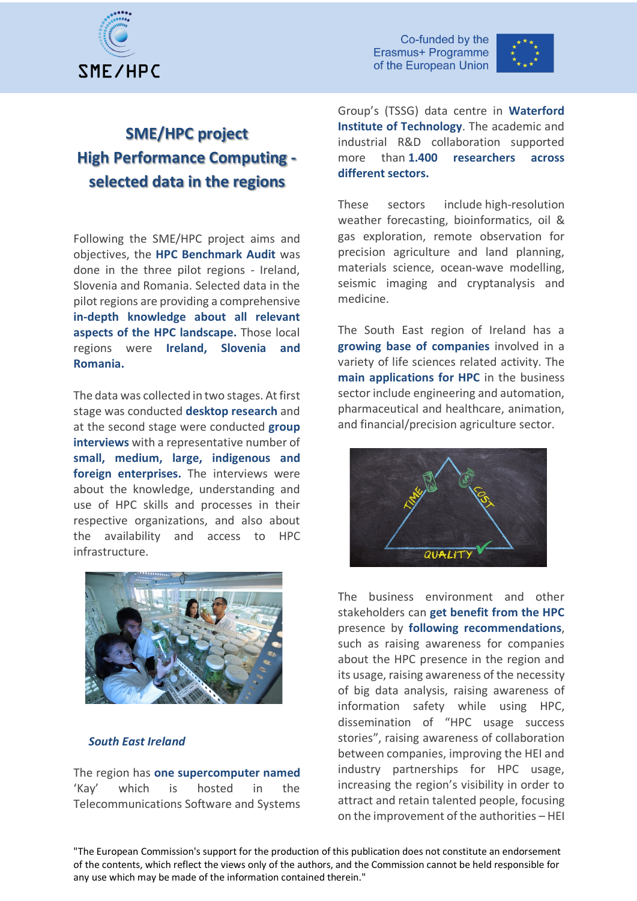# SME/HPC project
# High Performance Computing - selected data in the regions

Following the SME/HPC project aims and objectives, the **HPC Benchmark Audit** was done in the three pilot regions - Ireland, Slovenia and Romania. Selected data in the pilot regions are providing a comprehensive **in-depth knowledge about all relevant aspects of the HPC landscape.** Those local regions were **Ireland, Slovenia and Romania.**

The data was collected in two stages. At first stage was conducted **desktop research** and at the second stage were conducted **group interviews** with a representative number of **small, medium, large, indigenous and foreign enterprises.** The interviews were about the knowledge, understanding and use of HPC skills and processes in their respective organizations, and also about the availability and access to HPC infrastructure.

## *South East Ireland*

The region has **one supercomputer named** 'Kay' which is hosted in the Telecommunications Software and Systems Group's (TSSG) data centre in **Waterford Institute of Technology**. The academic and industrial R&D collaboration supported more than **1.400 researchers across different sectors.**

These sectors include high-resolution weather forecasting, bioinformatics, oil & gas exploration, remote observation for precision agriculture and land planning, materials science, ocean-wave modelling, seismic imaging and cryptanalysis and medicine.

The South East region of Ireland has a **growing base of companies** involved in a variety of life sciences related activity. The **main applications for HPC** in the business sector include engineering and automation, pharmaceutical and healthcare, animation, and financial/precision agriculture sector.

The business environment and other stakeholders can **get benefit from the HPC** presence by **following recommendations**, such as raising awareness for companies about the HPC presence in the region and its usage, raising awareness of the necessity of big data analysis, raising awareness of information safety while using HPC, dissemination of "HPC usage success stories", raising awareness of collaboration between companies, improving the HEI and industry partnerships for HPC usage, increasing the region's visibility in order to attract and retain talented people, focusing on the improvement of the authorities – HEI

"The European Commission's support for the production of this publication does not constitute an endorsement of the contents, which reflect the views only of the authors, and the Commission cannot be held responsible for any use which may be made of the information contained therein."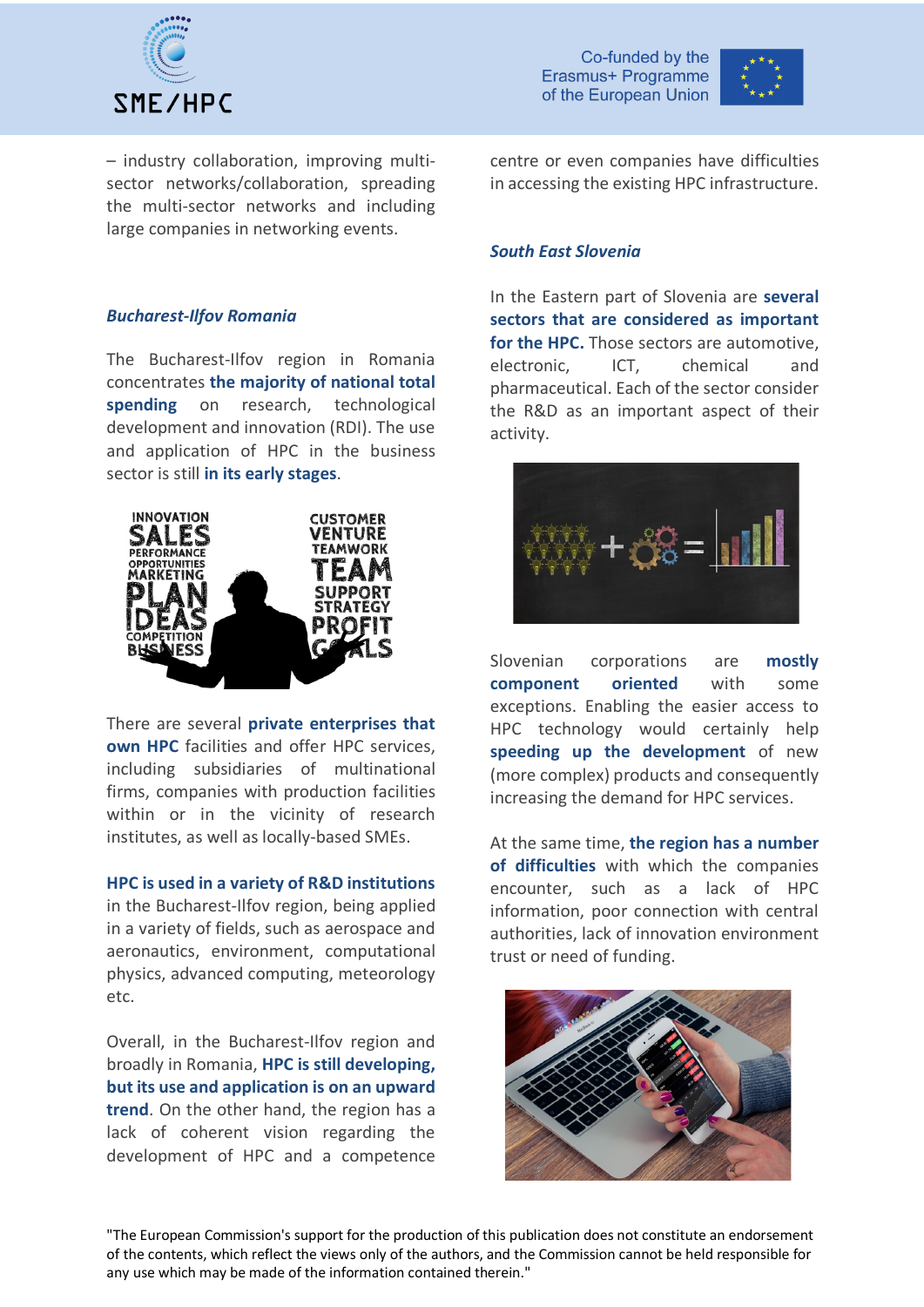– industry collaboration, improving multi-sector networks/collaboration, spreading the multi-sector networks and including large companies in networking events.

### *Bucharest-Ilfov Romania*

The Bucharest-Ilfov region in Romania concentrates **the majority of national total spending** on research, technological development and innovation (RDI). The use and application of HPC in the business sector is still **in its early stages**.

There are several **private enterprises that own HPC** facilities and offer HPC services, including subsidiaries of multinational firms, companies with production facilities within or in the vicinity of research institutes, as well as locally-based SMEs.

**HPC is used in a variety of R&D institutions** in the Bucharest-Ilfov region, being applied in a variety of fields, such as aerospace and aeronautics, environment, computational physics, advanced computing, meteorology etc.

Overall, in the Bucharest-Ilfov region and broadly in Romania, **HPC is still developing, but its use and application is on an upward trend**. On the other hand, the region has a lack of coherent vision regarding the development of HPC and a competence centre or even companies have difficulties in accessing the existing HPC infrastructure.

### *South East Slovenia*

In the Eastern part of Slovenia are **several sectors that are considered as important for the HPC.** Those sectors are automotive, electronic, ICT, chemical and pharmaceutical. Each of the sector consider the R&D as an important aspect of their activity.

Slovenian corporations are **mostly component oriented** with some exceptions. Enabling the easier access to HPC technology would certainly help **speeding up the development** of new (more complex) products and consequently increasing the demand for HPC services.

At the same time, **the region has a number of difficulties** with which the companies encounter, such as a lack of HPC information, poor connection with central authorities, lack of innovation environment trust or need of funding.

"The European Commission's support for the production of this publication does not constitute an endorsement of the contents, which reflect the views only of the authors, and the Commission cannot be held responsible for any use which may be made of the information contained therein."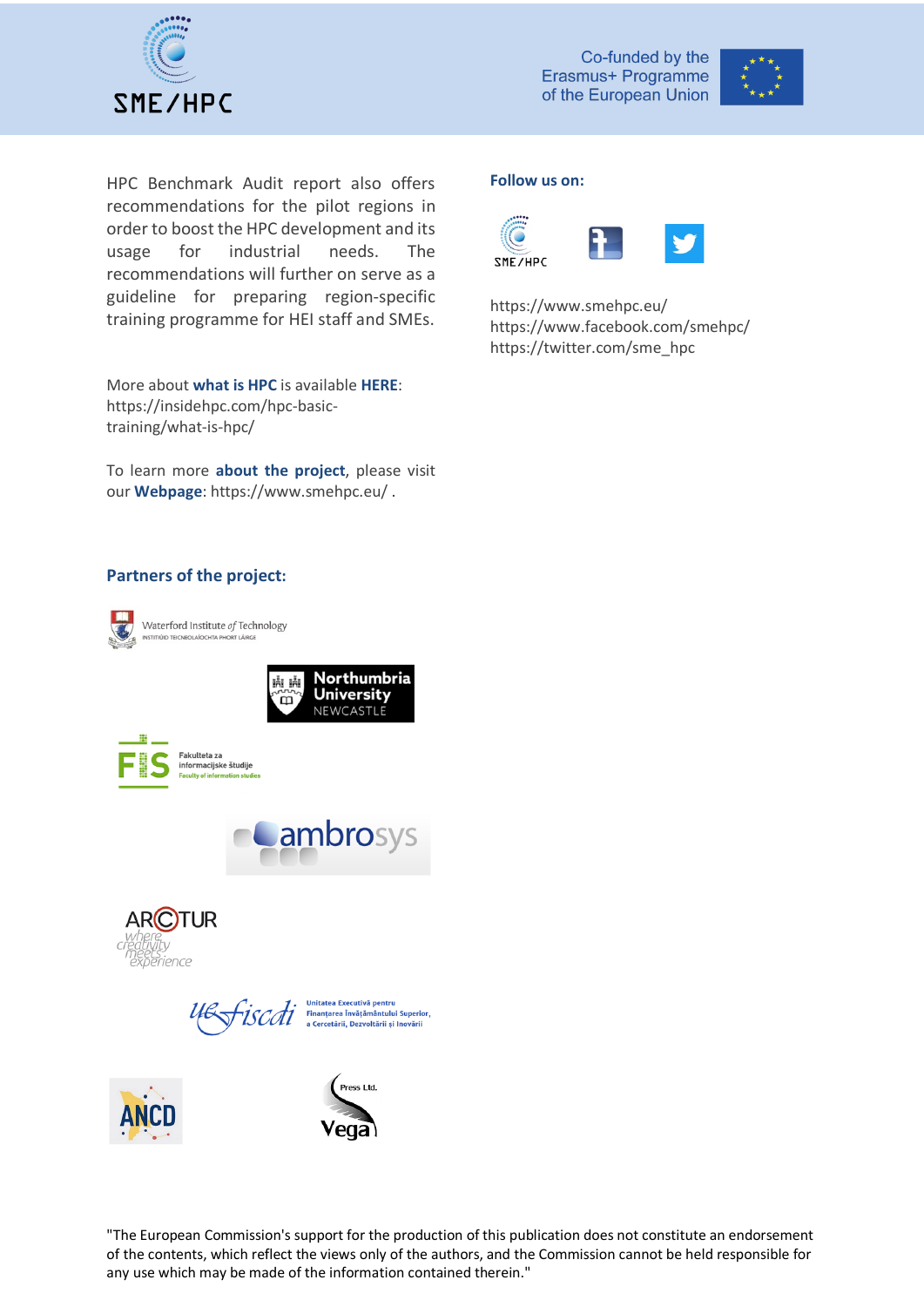HPC Benchmark Audit report also offers recommendations for the pilot regions in order to boost the HPC development and its usage for industrial needs. The recommendations will further on serve as a guideline for preparing region-specific training programme for HEI staff and SMEs.

More about **what is HPC** is available **HERE**: https://insidehpc.com/hpc-basic-training/what-is-hpc/

To learn more **about the project**, please visit our **Webpage**: https://www.smehpc.eu/ .

## Partners of the project:

Waterford Institute *of* Technology

Northumbria University NEWCASTLE

Fakulteta za informacijske študije
Faculty of information studies

ambrosys

ARCTUR
where creativity meets experience

Unitatea Executivă pentru Finanțarea Învățământului Superior, a Cercetării, Dezvoltării și Inovării

ANCD

Press Ltd. Vega

## Follow us on:

https://www.smehpc.eu/
https://www.facebook.com/smehpc/
https://twitter.com/sme_hpc

"The European Commission's support for the production of this publication does not constitute an endorsement of the contents, which reflect the views only of the authors, and the Commission cannot be held responsible for any use which may be made of the information contained therein."